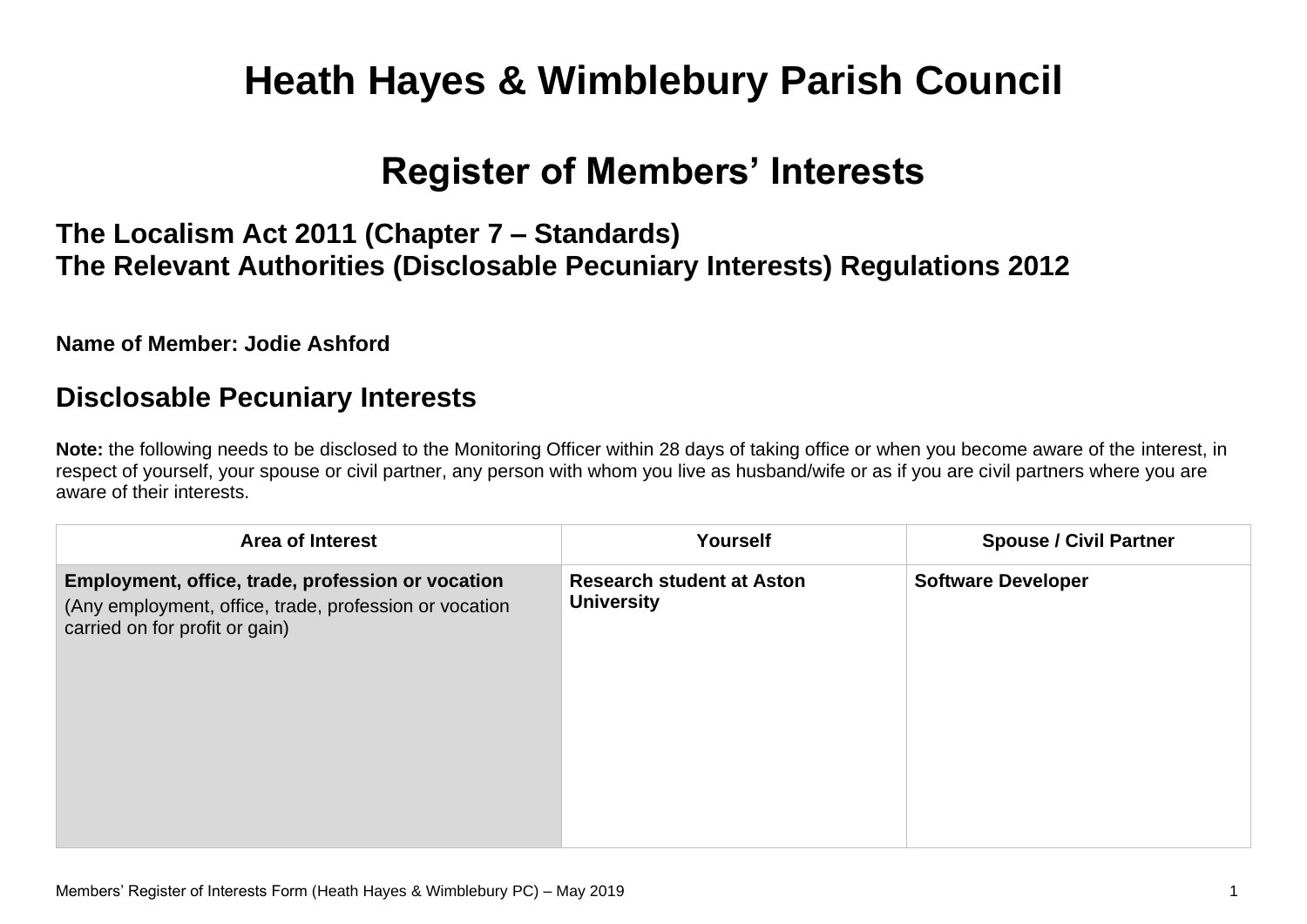# Heath Hayes & Wimblebury Parish Council

# Register of Members' Interests

## The Localism Act 2011 (Chapter 7 – Standards)
## The Relevant Authorities (Disclosable Pecuniary Interests) Regulations 2012

**Name of Member: Jodie Ashford**

## Disclosable Pecuniary Interests

**Note:** the following needs to be disclosed to the Monitoring Officer within 28 days of taking office or when you become aware of the interest, in respect of yourself, your spouse or civil partner, any person with whom you live as husband/wife or as if you are civil partners where you are aware of their interests.

| Area of Interest | Yourself | Spouse / Civil Partner |
|---|---|---|
| **Employment, office, trade, profession or vocation** (Any employment, office, trade, profession or vocation carried on for profit or gain) | **Research student at Aston University** | **Software Developer** |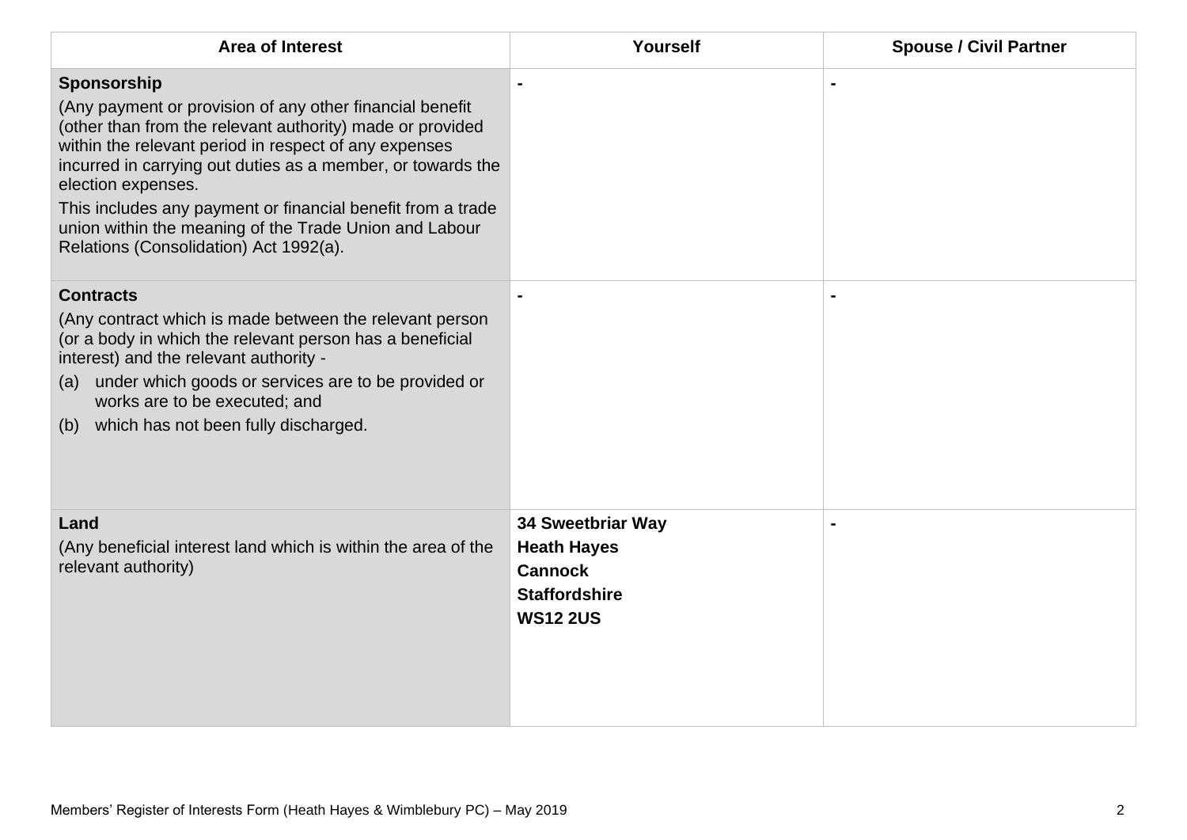| Area of Interest | Yourself | Spouse / Civil Partner |
|---|---|---|
| **Sponsorship**<br>(Any payment or provision of any other financial benefit (other than from the relevant authority) made or provided within the relevant period in respect of any expenses incurred in carrying out duties as a member, or towards the election expenses.<br>This includes any payment or financial benefit from a trade union within the meaning of the Trade Union and Labour Relations (Consolidation) Act 1992(a). | - | - |
| **Contracts**<br>(Any contract which is made between the relevant person (or a body in which the relevant person has a beneficial interest) and the relevant authority -<br>(a) under which goods or services are to be provided or works are to be executed; and<br>(b) which has not been fully discharged. | - | - |
| **Land**<br>(Any beneficial interest land which is within the area of the relevant authority) | **34 Sweetbriar Way**<br>**Heath Hayes**<br>**Cannock**<br>**Staffordshire**<br>**WS12 2US** | - |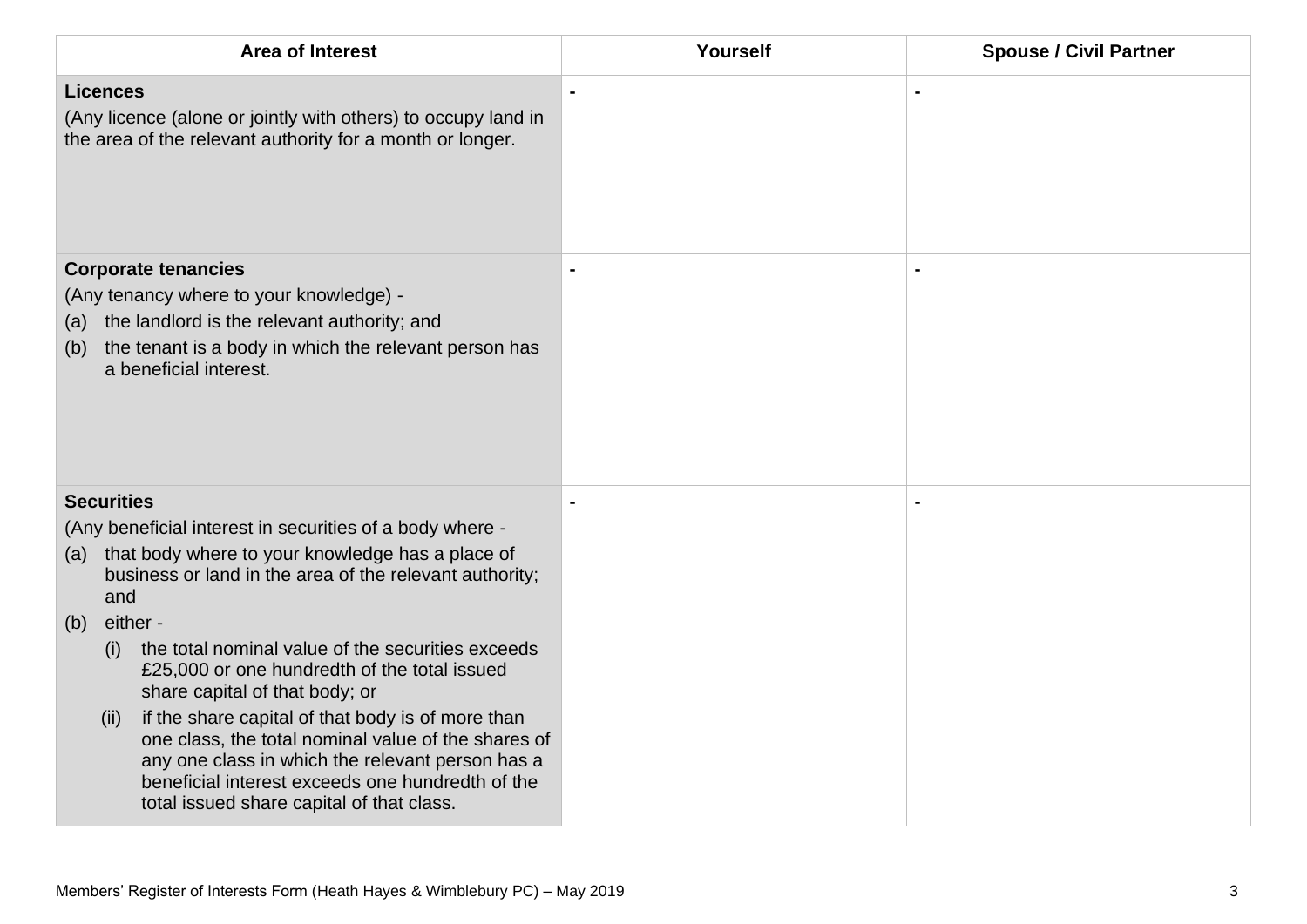| Area of Interest | Yourself | Spouse / Civil Partner |
|---|---|---|
| **Licences**<br>(Any licence (alone or jointly with others) to occupy land in the area of the relevant authority for a month or longer. | - | - |
| **Corporate tenancies**<br>(Any tenancy where to your knowledge) -<br>(a) the landlord is the relevant authority; and<br>(b) the tenant is a body in which the relevant person has a beneficial interest. | - | - |
| **Securities**<br>(Any beneficial interest in securities of a body where -<br>(a) that body where to your knowledge has a place of business or land in the area of the relevant authority; and<br>(b) either -<br>(i) the total nominal value of the securities exceeds £25,000 or one hundredth of the total issued share capital of that body; or<br>(ii) if the share capital of that body is of more than one class, the total nominal value of the shares of any one class in which the relevant person has a beneficial interest exceeds one hundredth of the total issued share capital of that class. | - | - |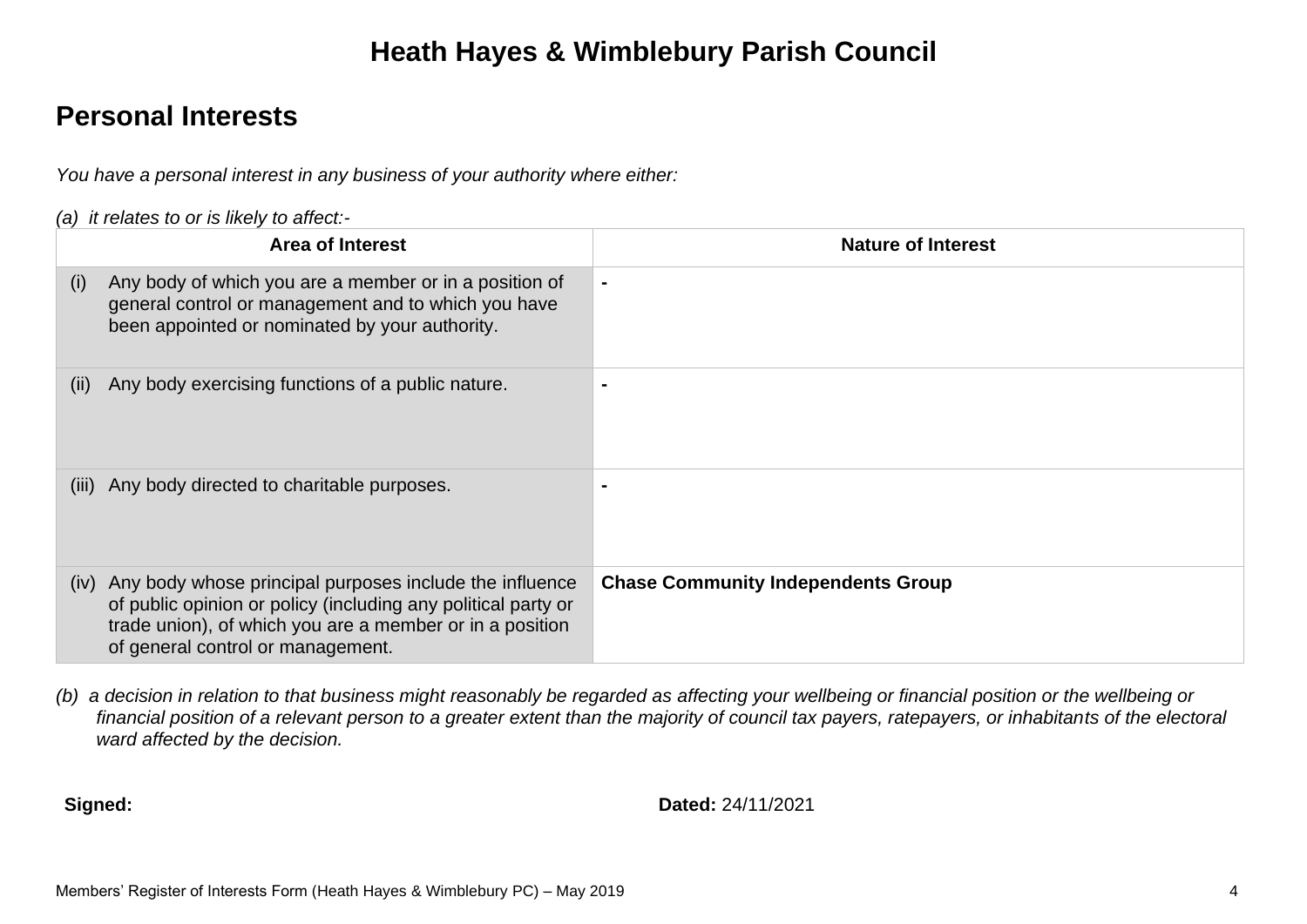# Heath Hayes & Wimblebury Parish Council

## Personal Interests

*You have a personal interest in any business of your authority where either:*

*(a) it relates to or is likely to affect:-*

| Area of Interest | Nature of Interest |
|---|---|
| (i) Any body of which you are a member or in a position of general control or management and to which you have been appointed or nominated by your authority. | - |
| (ii) Any body exercising functions of a public nature. | - |
| (iii) Any body directed to charitable purposes. | - |
| (iv) Any body whose principal purposes include the influence of public opinion or policy (including any political party or trade union), of which you are a member or in a position of general control or management. | **Chase Community Independents Group** |

*(b) a decision in relation to that business might reasonably be regarded as affecting your wellbeing or financial position or the wellbeing or financial position of a relevant person to a greater extent than the majority of council tax payers, ratepayers, or inhabitants of the electoral ward affected by the decision.*

**Signed:**

**Dated:** 24/11/2021

Members' Register of Interests Form (Heath Hayes & Wimblebury PC) – May 2019